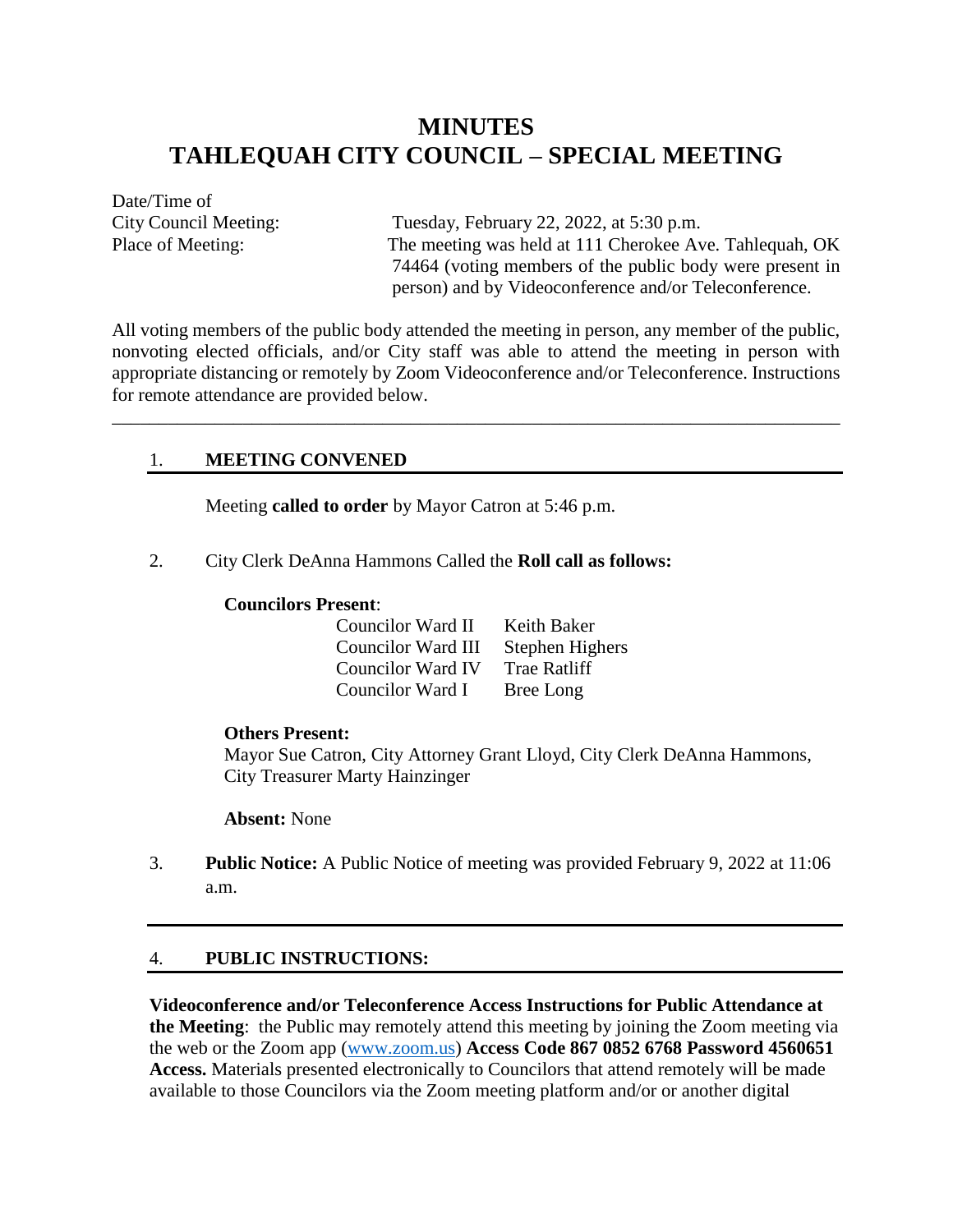# MINUTES
# TAHLEQUAH CITY COUNCIL – SPECIAL MEETING

Date/Time of
City Council Meeting: Tuesday, February 22, 2022, at 5:30 p.m.
Place of Meeting: The meeting was held at 111 Cherokee Ave. Tahlequah, OK 74464 (voting members of the public body were present in person) and by Videoconference and/or Teleconference.

All voting members of the public body attended the meeting in person, any member of the public, nonvoting elected officials, and/or City staff was able to attend the meeting in person with appropriate distancing or remotely by Zoom Videoconference and/or Teleconference. Instructions for remote attendance are provided below.

---

## 1. MEETING CONVENED

Meeting **called to order** by Mayor Catron at 5:46 p.m.

2. City Clerk DeAnna Hammons Called the **Roll call as follows:**

**Councilors Present**:

| | |
|---|---|
| Councilor Ward II | Keith Baker |
| Councilor Ward III | Stephen Highers |
| Councilor Ward IV | Trae Ratliff |
| Councilor Ward I | Bree Long |

**Others Present:**
Mayor Sue Catron, City Attorney Grant Lloyd, City Clerk DeAnna Hammons, City Treasurer Marty Hainzinger

**Absent:** None

3. **Public Notice:** A Public Notice of meeting was provided February 9, 2022 at 11:06 a.m.

---

## 4. PUBLIC INSTRUCTIONS:

**Videoconference and/or Teleconference Access Instructions for Public Attendance at the Meeting**: the Public may remotely attend this meeting by joining the Zoom meeting via the web or the Zoom app (www.zoom.us) **Access Code 867 0852 6768 Password 4560651 Access.** Materials presented electronically to Councilors that attend remotely will be made available to those Councilors via the Zoom meeting platform and/or or another digital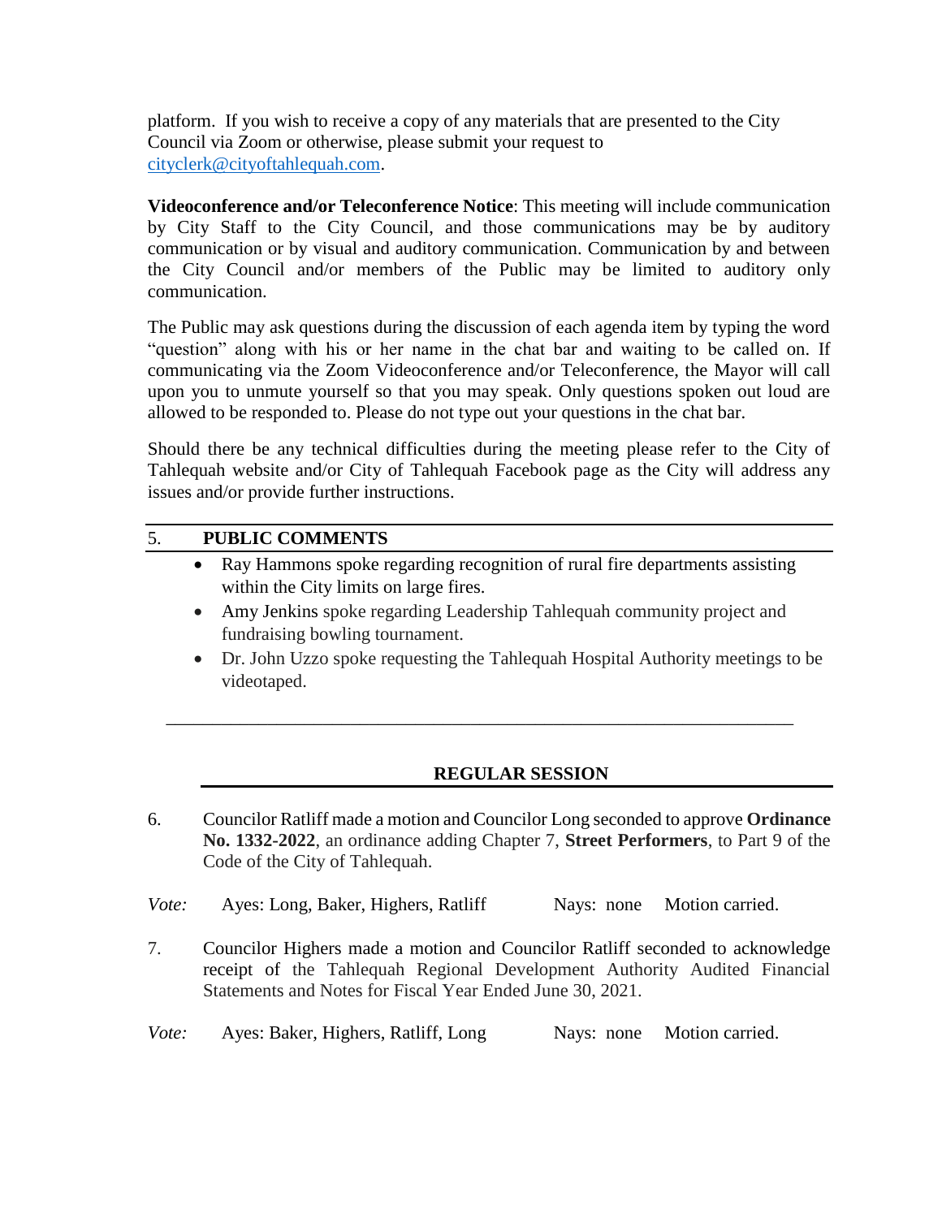platform. If you wish to receive a copy of any materials that are presented to the City Council via Zoom or otherwise, please submit your request to [cityclerk@cityoftahlequah.com](mailto:cityclerk@cityoftahlequah.com).

**Videoconference and/or Teleconference Notice**: This meeting will include communication by City Staff to the City Council, and those communications may be by auditory communication or by visual and auditory communication. Communication by and between the City Council and/or members of the Public may be limited to auditory only communication.

The Public may ask questions during the discussion of each agenda item by typing the word "question" along with his or her name in the chat bar and waiting to be called on. If communicating via the Zoom Videoconference and/or Teleconference, the Mayor will call upon you to unmute yourself so that you may speak. Only questions spoken out loud are allowed to be responded to. Please do not type out your questions in the chat bar.

Should there be any technical difficulties during the meeting please refer to the City of Tahlequah website and/or City of Tahlequah Facebook page as the City will address any issues and/or provide further instructions.

## 5. PUBLIC COMMENTS

- Ray Hammons spoke regarding recognition of rural fire departments assisting within the City limits on large fires.
- Amy Jenkins spoke regarding Leadership Tahlequah community project and fundraising bowling tournament.
- Dr. John Uzzo spoke requesting the Tahlequah Hospital Authority meetings to be videotaped.

---

## REGULAR SESSION

6. Councilor Ratliff made a motion and Councilor Long seconded to approve **Ordinance No. 1332-2022**, an ordinance adding Chapter 7, **Street Performers**, to Part 9 of the Code of the City of Tahlequah.

*Vote:* Ayes: Long, Baker, Highers, Ratliff  Nays: none  Motion carried.

7. Councilor Highers made a motion and Councilor Ratliff seconded to acknowledge receipt of the Tahlequah Regional Development Authority Audited Financial Statements and Notes for Fiscal Year Ended June 30, 2021.

*Vote:* Ayes: Baker, Highers, Ratliff, Long  Nays: none  Motion carried.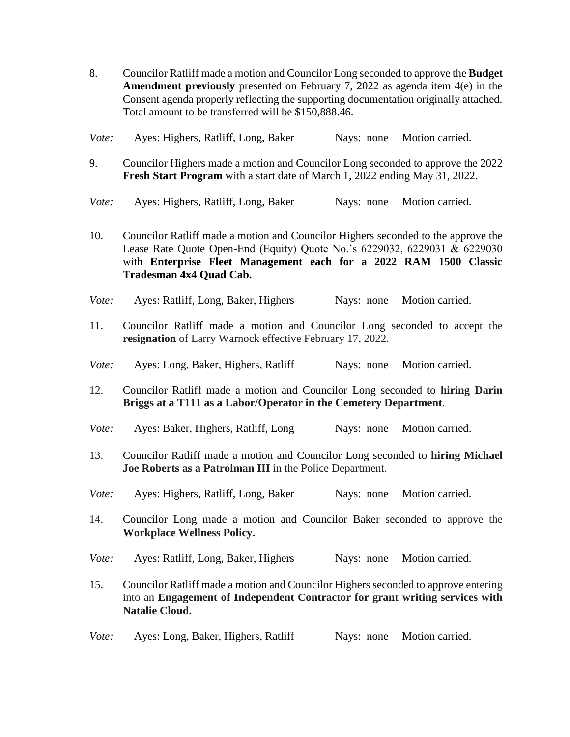8. Councilor Ratliff made a motion and Councilor Long seconded to approve the **Budget Amendment previously** presented on February 7, 2022 as agenda item 4(e) in the Consent agenda properly reflecting the supporting documentation originally attached. Total amount to be transferred will be $150,888.46.

*Vote:* Ayes: Highers, Ratliff, Long, Baker Nays: none Motion carried.

9. Councilor Highers made a motion and Councilor Long seconded to approve the 2022 **Fresh Start Program** with a start date of March 1, 2022 ending May 31, 2022.

*Vote:* Ayes: Highers, Ratliff, Long, Baker Nays: none Motion carried.

10. Councilor Ratliff made a motion and Councilor Highers seconded to the approve the Lease Rate Quote Open-End (Equity) Quote No.'s 6229032, 6229031 & 6229030 with **Enterprise Fleet Management each for a 2022 RAM 1500 Classic Tradesman 4x4 Quad Cab.**

*Vote:* Ayes: Ratliff, Long, Baker, Highers Nays: none Motion carried.

11. Councilor Ratliff made a motion and Councilor Long seconded to accept the **resignation** of Larry Warnock effective February 17, 2022.

*Vote:* Ayes: Long, Baker, Highers, Ratliff Nays: none Motion carried.

12. Councilor Ratliff made a motion and Councilor Long seconded to **hiring Darin Briggs at a T111 as a Labor/Operator in the Cemetery Department**.

*Vote:* Ayes: Baker, Highers, Ratliff, Long Nays: none Motion carried.

13. Councilor Ratliff made a motion and Councilor Long seconded to **hiring Michael Joe Roberts as a Patrolman III** in the Police Department.

*Vote:* Ayes: Highers, Ratliff, Long, Baker Nays: none Motion carried.

14. Councilor Long made a motion and Councilor Baker seconded to approve the **Workplace Wellness Policy.**

*Vote:* Ayes: Ratliff, Long, Baker, Highers Nays: none Motion carried.

15. Councilor Ratliff made a motion and Councilor Highers seconded to approve entering into an **Engagement of Independent Contractor for grant writing services with Natalie Cloud.**

*Vote:* Ayes: Long, Baker, Highers, Ratliff Nays: none Motion carried.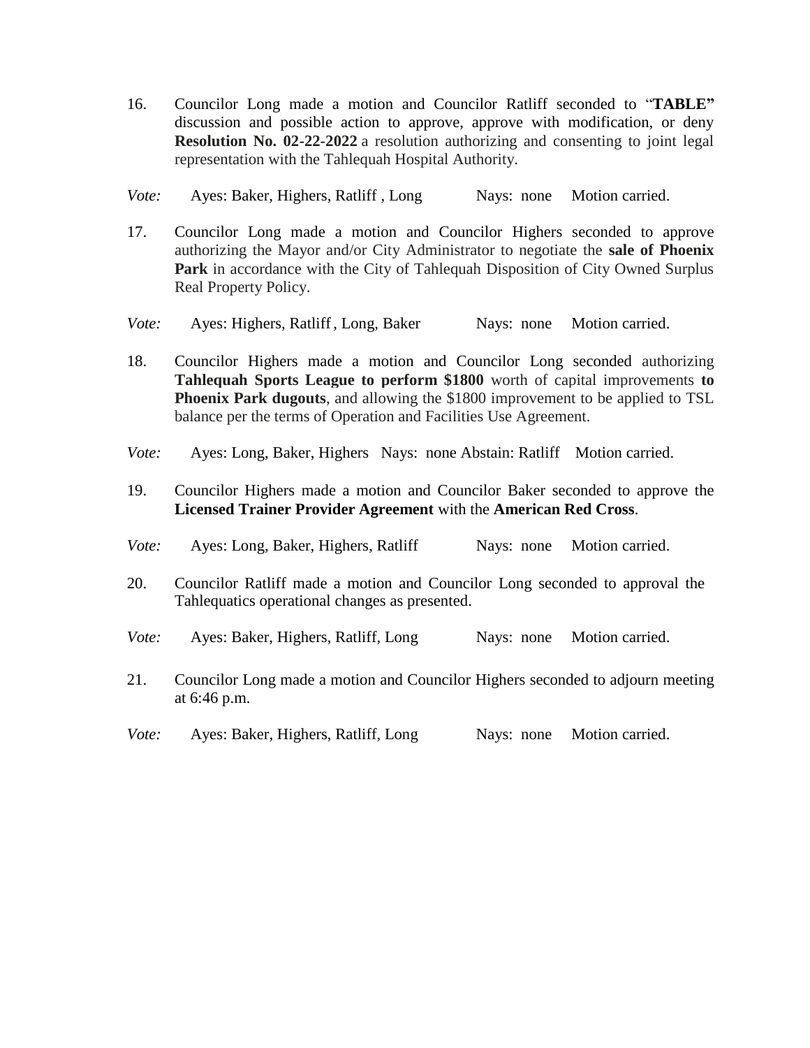16. Councilor Long made a motion and Councilor Ratliff seconded to "**TABLE"** discussion and possible action to approve, approve with modification, or deny **Resolution No. 02-22-2022** a resolution authorizing and consenting to joint legal representation with the Tahlequah Hospital Authority.

*Vote:* Ayes: Baker, Highers, Ratliff , Long Nays: none Motion carried.

17. Councilor Long made a motion and Councilor Highers seconded to approve authorizing the Mayor and/or City Administrator to negotiate the **sale of Phoenix Park** in accordance with the City of Tahlequah Disposition of City Owned Surplus Real Property Policy.

*Vote:* Ayes: Highers, Ratliff, Long, Baker Nays: none Motion carried.

18. Councilor Highers made a motion and Councilor Long seconded authorizing **Tahlequah Sports League to perform $1800** worth of capital improvements **to Phoenix Park dugouts**, and allowing the $1800 improvement to be applied to TSL balance per the terms of Operation and Facilities Use Agreement.

*Vote:* Ayes: Long, Baker, Highers Nays: none Abstain: Ratliff Motion carried.

19. Councilor Highers made a motion and Councilor Baker seconded to approve the **Licensed Trainer Provider Agreement** with the **American Red Cross**.

*Vote:* Ayes: Long, Baker, Highers, Ratliff Nays: none Motion carried.

20. Councilor Ratliff made a motion and Councilor Long seconded to approval the Tahlequatics operational changes as presented.

*Vote:* Ayes: Baker, Highers, Ratliff, Long Nays: none Motion carried.

21. Councilor Long made a motion and Councilor Highers seconded to adjourn meeting at 6:46 p.m.

*Vote:* Ayes: Baker, Highers, Ratliff, Long Nays: none Motion carried.